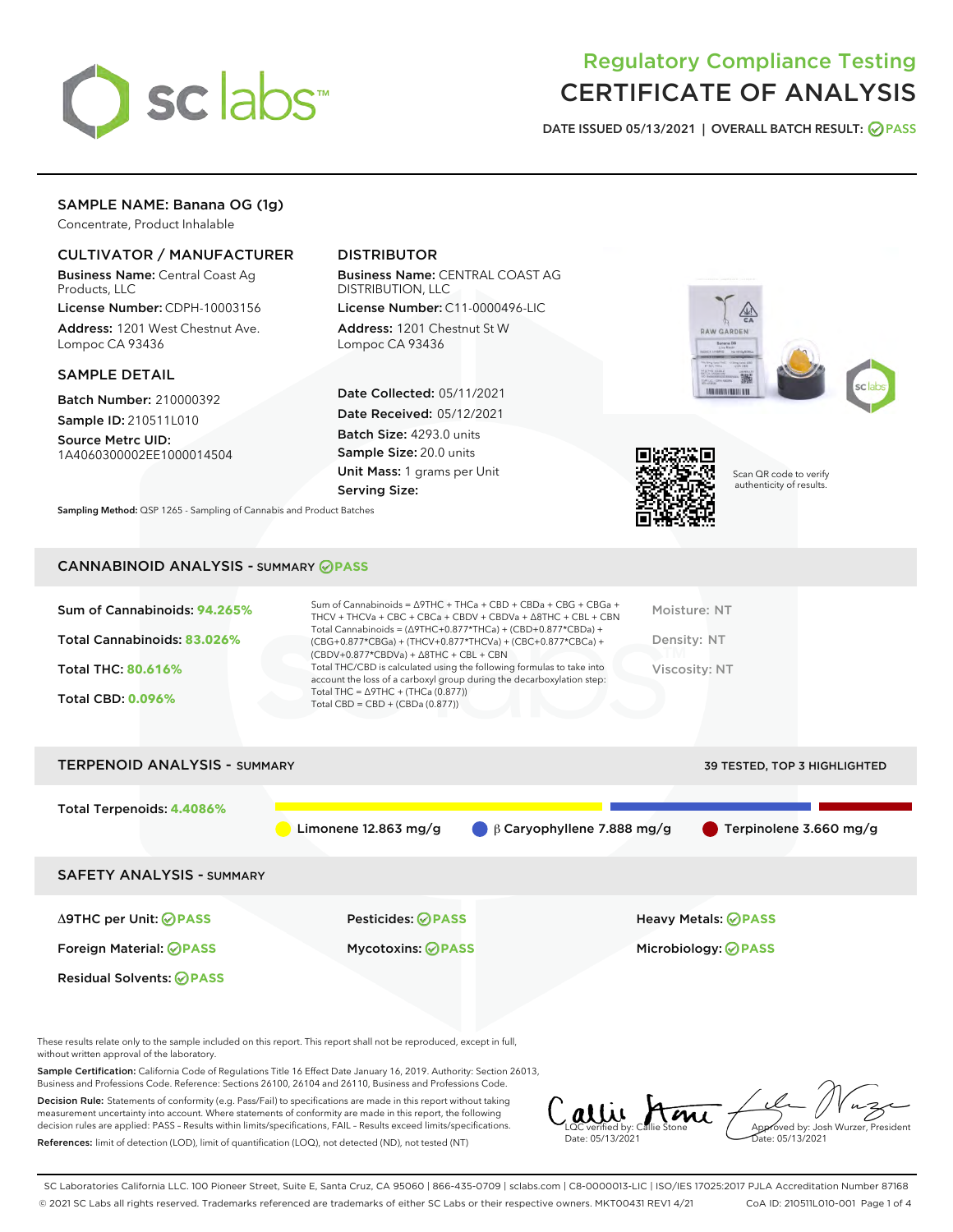# Regulatory Compliance Testing
# CERTIFICATE OF ANALYSIS

DATE ISSUED 05/13/2021 | OVERALL BATCH RESULT: PASS

## SAMPLE NAME: Banana OG (1g)

Concentrate, Product Inhalable

### CULTIVATOR / MANUFACTURER

**Business Name:** Central Coast Ag Products, LLC
**License Number:** CDPH-10003156
**Address:** 1201 West Chestnut Ave. Lompoc CA 93436

### DISTRIBUTOR

**Business Name:** CENTRAL COAST AG DISTRIBUTION, LLC
**License Number:** C11-0000496-LIC
**Address:** 1201 Chestnut St W Lompoc CA 93436

### SAMPLE DETAIL

**Batch Number:** 210000392
**Sample ID:** 210511L010
**Source Metrc UID:** 1A4060300002EE1000014504

**Date Collected:** 05/11/2021
**Date Received:** 05/12/2021
**Batch Size:** 4293.0 units
**Sample Size:** 20.0 units
**Unit Mass:** 1 grams per Unit
**Serving Size:**

Scan QR code to verify authenticity of results.

**Sampling Method:** QSP 1265 - Sampling of Cannabis and Product Batches

## CANNABINOID ANALYSIS - SUMMARY PASS

Sum of Cannabinoids: **94.265%**
Total Cannabinoids: **83.026%**
Total THC: **80.616%**
Total CBD: **0.096%**

Sum of Cannabinoids = Δ9THC + THCa + CBD + CBDa + CBG + CBGa + THCV + THCVa + CBC + CBCa + CBDV + CBDVa + Δ8THC + CBL + CBN
Total Cannabinoids = (Δ9THC+0.877*THCa) + (CBD+0.877*CBDa) + (CBG+0.877*CBGa) + (THCV+0.877*THCVa) + (CBC+0.877*CBCa) + (CBDV+0.877*CBDVa) + Δ8THC + CBL + CBN
Total THC/CBD is calculated using the following formulas to take into account the loss of a carboxyl group during the decarboxylation step:
Total THC = Δ9THC + (THCa (0.877))
Total CBD = CBD + (CBDa (0.877))

Moisture: NT
Density: NT
Viscosity: NT

## TERPENOID ANALYSIS - SUMMARY

39 TESTED, TOP 3 HIGHLIGHTED

Total Terpenoids: **4.4086%**

Limonene 12.863 mg/g | β Caryophyllene 7.888 mg/g | Terpinolene 3.660 mg/g

## SAFETY ANALYSIS - SUMMARY

| | | |
|---|---|---|
| Δ9THC per Unit: PASS | Pesticides: PASS | Heavy Metals: PASS |
| Foreign Material: PASS | Mycotoxins: PASS | Microbiology: PASS |
| Residual Solvents: PASS | | |

These results relate only to the sample included on this report. This report shall not be reproduced, except in full, without written approval of the laboratory.

**Sample Certification:** California Code of Regulations Title 16 Effect Date January 16, 2019. Authority: Section 26013, Business and Professions Code. Reference: Sections 26100, 26104 and 26110, Business and Professions Code.

**Decision Rule:** Statements of conformity (e.g. Pass/Fail) to specifications are made in this report without taking measurement uncertainty into account. Where statements of conformity are made in this report, the following decision rules are applied: PASS - Results within limits/specifications, FAIL - Results exceed limits/specifications.

**References:** limit of detection (LOD), limit of quantification (LOQ), not detected (ND), not tested (NT)

LQC verified by: Callie Stone
Date: 05/13/2021

Approved by: Josh Wurzer, President
Date: 05/13/2021

SC Laboratories California LLC. 100 Pioneer Street, Suite E, Santa Cruz, CA 95060 | 866-435-0709 | sclabs.com | C8-0000013-LIC | ISO/IES 17025:2017 PJLA Accreditation Number 87168
© 2021 SC Labs all rights reserved. Trademarks referenced are trademarks of either SC Labs or their respective owners. MKT00431 REV1 4/21 CoA ID: 210511L010-001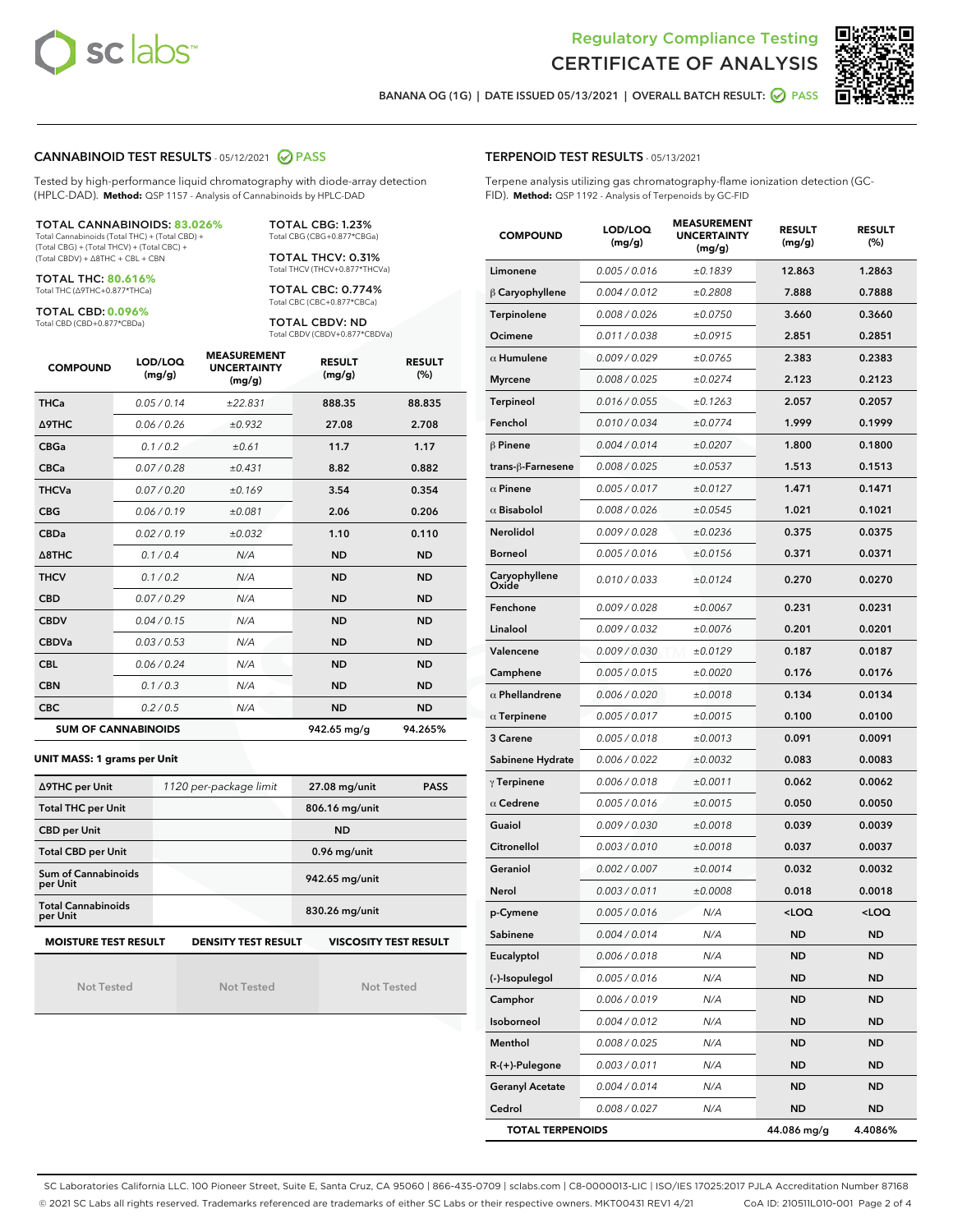# Regulatory Compliance Testing
# CERTIFICATE OF ANALYSIS

BANANA OG (1G) | DATE ISSUED 05/13/2021 | OVERALL BATCH RESULT: PASS

## CANNABINOID TEST RESULTS - 05/12/2021 PASS

Tested by high-performance liquid chromatography with diode-array detection (HPLC-DAD). **Method:** QSP 1157 - Analysis of Cannabinoids by HPLC-DAD

**TOTAL CANNABINOIDS: 83.026%**
Total Cannabinoids (Total THC) + (Total CBD) + (Total CBG) + (Total THCV) + (Total CBC) + (Total CBDV) + Δ8THC + CBL + CBN

**TOTAL THC: 80.616%**
Total THC (Δ9THC+0.877*THCa)

**TOTAL CBD: 0.096%**
Total CBD (CBD+0.877*CBDa)

**TOTAL CBG: 1.23%**
Total CBG (CBG+0.877*CBGa)

**TOTAL THCV: 0.31%**
Total THCV (THCV+0.877*THCVa)

**TOTAL CBC: 0.774%**
Total CBC (CBC+0.877*CBCa)

**TOTAL CBDV: ND**
Total CBDV (CBDV+0.877*CBDVa)

| COMPOUND | LOD/LOQ (mg/g) | MEASUREMENT UNCERTAINTY (mg/g) | RESULT (mg/g) | RESULT (%) |
|---|---|---|---|---|
| THCa | 0.05 / 0.14 | ±22.831 | 888.35 | 88.835 |
| Δ9THC | 0.06 / 0.26 | ±0.932 | 27.08 | 2.708 |
| CBGa | 0.1 / 0.2 | ±0.61 | 11.7 | 1.17 |
| CBCa | 0.07 / 0.28 | ±0.431 | 8.82 | 0.882 |
| THCVa | 0.07 / 0.20 | ±0.169 | 3.54 | 0.354 |
| CBG | 0.06 / 0.19 | ±0.081 | 2.06 | 0.206 |
| CBDa | 0.02 / 0.19 | ±0.032 | 1.10 | 0.110 |
| Δ8THC | 0.1 / 0.4 | N/A | ND | ND |
| THCV | 0.1 / 0.2 | N/A | ND | ND |
| CBD | 0.07 / 0.29 | N/A | ND | ND |
| CBDV | 0.04 / 0.15 | N/A | ND | ND |
| CBDVa | 0.03 / 0.53 | N/A | ND | ND |
| CBL | 0.06 / 0.24 | N/A | ND | ND |
| CBN | 0.1 / 0.3 | N/A | ND | ND |
| CBC | 0.2 / 0.5 | N/A | ND | ND |
| **SUM OF CANNABINOIDS** | | | 942.65 mg/g | 94.265% |

**UNIT MASS: 1 grams per Unit**

| | | | |
|---|---|---|---|
| Δ9THC per Unit | 1120 per-package limit | 27.08 mg/unit | PASS |
| Total THC per Unit | | 806.16 mg/unit | |
| CBD per Unit | | ND | |
| Total CBD per Unit | | 0.96 mg/unit | |
| Sum of Cannabinoids per Unit | | 942.65 mg/unit | |
| Total Cannabinoids per Unit | | 830.26 mg/unit | |

| MOISTURE TEST RESULT | DENSITY TEST RESULT | VISCOSITY TEST RESULT |
|---|---|---|
| Not Tested | Not Tested | Not Tested |

## TERPENOID TEST RESULTS - 05/13/2021

Terpene analysis utilizing gas chromatography-flame ionization detection (GC-FID). **Method:** QSP 1192 - Analysis of Terpenoids by GC-FID

| COMPOUND | LOD/LOQ (mg/g) | MEASUREMENT UNCERTAINTY (mg/g) | RESULT (mg/g) | RESULT (%) |
|---|---|---|---|---|
| Limonene | 0.005 / 0.016 | ±0.1839 | 12.863 | 1.2863 |
| β Caryophyllene | 0.004 / 0.012 | ±0.2808 | 7.888 | 0.7888 |
| Terpinolene | 0.008 / 0.026 | ±0.0750 | 3.660 | 0.3660 |
| Ocimene | 0.011 / 0.038 | ±0.0915 | 2.851 | 0.2851 |
| α Humulene | 0.009 / 0.029 | ±0.0765 | 2.383 | 0.2383 |
| Myrcene | 0.008 / 0.025 | ±0.0274 | 2.123 | 0.2123 |
| Terpineol | 0.016 / 0.055 | ±0.1263 | 2.057 | 0.2057 |
| Fenchol | 0.010 / 0.034 | ±0.0774 | 1.999 | 0.1999 |
| β Pinene | 0.004 / 0.014 | ±0.0207 | 1.800 | 0.1800 |
| trans-β-Farnesene | 0.008 / 0.025 | ±0.0537 | 1.513 | 0.1513 |
| α Pinene | 0.005 / 0.017 | ±0.0127 | 1.471 | 0.1471 |
| α Bisabolol | 0.008 / 0.026 | ±0.0545 | 1.021 | 0.1021 |
| Nerolidol | 0.009 / 0.028 | ±0.0236 | 0.375 | 0.0375 |
| Borneol | 0.005 / 0.016 | ±0.0156 | 0.371 | 0.0371 |
| Caryophyllene Oxide | 0.010 / 0.033 | ±0.0124 | 0.270 | 0.0270 |
| Fenchone | 0.009 / 0.028 | ±0.0067 | 0.231 | 0.0231 |
| Linalool | 0.009 / 0.032 | ±0.0076 | 0.201 | 0.0201 |
| Valencene | 0.009 / 0.030 | ±0.0129 | 0.187 | 0.0187 |
| Camphene | 0.005 / 0.015 | ±0.0020 | 0.176 | 0.0176 |
| α Phellandrene | 0.006 / 0.020 | ±0.0018 | 0.134 | 0.0134 |
| α Terpinene | 0.005 / 0.017 | ±0.0015 | 0.100 | 0.0100 |
| 3 Carene | 0.005 / 0.018 | ±0.0013 | 0.091 | 0.0091 |
| Sabinene Hydrate | 0.006 / 0.022 | ±0.0032 | 0.083 | 0.0083 |
| γ Terpinene | 0.006 / 0.018 | ±0.0011 | 0.062 | 0.0062 |
| α Cedrene | 0.005 / 0.016 | ±0.0015 | 0.050 | 0.0050 |
| Guaiol | 0.009 / 0.030 | ±0.0018 | 0.039 | 0.0039 |
| Citronellol | 0.003 / 0.010 | ±0.0018 | 0.037 | 0.0037 |
| Geraniol | 0.002 / 0.007 | ±0.0014 | 0.032 | 0.0032 |
| Nerol | 0.003 / 0.011 | ±0.0008 | 0.018 | 0.0018 |
| p-Cymene | 0.005 / 0.016 | N/A | <LOQ | <LOQ |
| Sabinene | 0.004 / 0.014 | N/A | ND | ND |
| Eucalyptol | 0.006 / 0.018 | N/A | ND | ND |
| (-)-Isopulegol | 0.005 / 0.016 | N/A | ND | ND |
| Camphor | 0.006 / 0.019 | N/A | ND | ND |
| Isoborneol | 0.004 / 0.012 | N/A | ND | ND |
| Menthol | 0.008 / 0.025 | N/A | ND | ND |
| R-(+)-Pulegone | 0.003 / 0.011 | N/A | ND | ND |
| Geranyl Acetate | 0.004 / 0.014 | N/A | ND | ND |
| Cedrol | 0.008 / 0.027 | N/A | ND | ND |
| **TOTAL TERPENOIDS** | | | 44.086 mg/g | 4.4086% |

SC Laboratories California LLC. 100 Pioneer Street, Suite E, Santa Cruz, CA 95060 | 866-435-0709 | sclabs.com | C8-0000013-LIC | ISO/IES 17025:2017 PJLA Accreditation Number 87168
© 2021 SC Labs all rights reserved. Trademarks referenced are trademarks of either SC Labs or their respective owners. MKT00431 REV1 4/21 CoA ID: 210511L010-001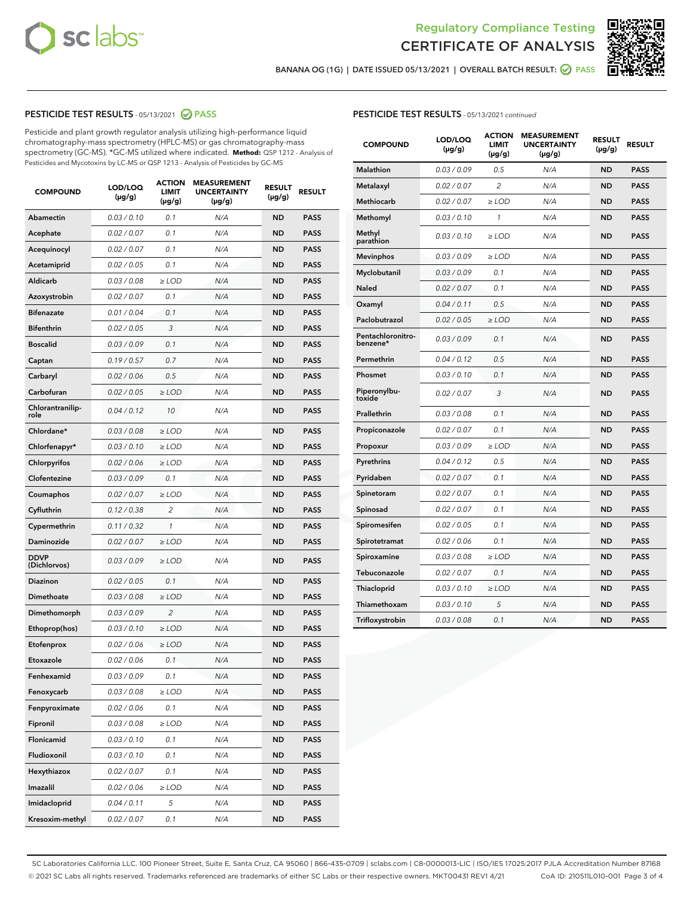Regulatory Compliance Testing

# CERTIFICATE OF ANALYSIS

BANANA OG (1G) | DATE ISSUED 05/13/2021 | OVERALL BATCH RESULT: PASS

## PESTICIDE TEST RESULTS - 05/13/2021 PASS

Pesticide and plant growth regulator analysis utilizing high-performance liquid chromatography-mass spectrometry (HPLC-MS) or gas chromatography-mass spectrometry (GC-MS). *GC-MS utilized where indicated. **Method:** QSP 1212 - Analysis of Pesticides and Mycotoxins by LC-MS or QSP 1213 - Analysis of Pesticides by GC-MS

| COMPOUND | LOD/LOQ (µg/g) | ACTION LIMIT (µg/g) | MEASUREMENT UNCERTAINTY (µg/g) | RESULT (µg/g) | RESULT |
|---|---|---|---|---|---|
| Abamectin | 0.03 / 0.10 | 0.1 | N/A | ND | PASS |
| Acephate | 0.02 / 0.07 | 0.1 | N/A | ND | PASS |
| Acequinocyl | 0.02 / 0.07 | 0.1 | N/A | ND | PASS |
| Acetamiprid | 0.02 / 0.05 | 0.1 | N/A | ND | PASS |
| Aldicarb | 0.03 / 0.08 | ≥ LOD | N/A | ND | PASS |
| Azoxystrobin | 0.02 / 0.07 | 0.1 | N/A | ND | PASS |
| Bifenazate | 0.01 / 0.04 | 0.1 | N/A | ND | PASS |
| Bifenthrin | 0.02 / 0.05 | 3 | N/A | ND | PASS |
| Boscalid | 0.03 / 0.09 | 0.1 | N/A | ND | PASS |
| Captan | 0.19 / 0.57 | 0.7 | N/A | ND | PASS |
| Carbaryl | 0.02 / 0.06 | 0.5 | N/A | ND | PASS |
| Carbofuran | 0.02 / 0.05 | ≥ LOD | N/A | ND | PASS |
| Chlorantraniliprole | 0.04 / 0.12 | 10 | N/A | ND | PASS |
| Chlordane* | 0.03 / 0.08 | ≥ LOD | N/A | ND | PASS |
| Chlorfenapyr* | 0.03 / 0.10 | ≥ LOD | N/A | ND | PASS |
| Chlorpyrifos | 0.02 / 0.06 | ≥ LOD | N/A | ND | PASS |
| Clofentezine | 0.03 / 0.09 | 0.1 | N/A | ND | PASS |
| Coumaphos | 0.02 / 0.07 | ≥ LOD | N/A | ND | PASS |
| Cyfluthrin | 0.12 / 0.38 | 2 | N/A | ND | PASS |
| Cypermethrin | 0.11 / 0.32 | 1 | N/A | ND | PASS |
| Daminozide | 0.02 / 0.07 | ≥ LOD | N/A | ND | PASS |
| DDVP (Dichlorvos) | 0.03 / 0.09 | ≥ LOD | N/A | ND | PASS |
| Diazinon | 0.02 / 0.05 | 0.1 | N/A | ND | PASS |
| Dimethoate | 0.03 / 0.08 | ≥ LOD | N/A | ND | PASS |
| Dimethomorph | 0.03 / 0.09 | 2 | N/A | ND | PASS |
| Ethoprop(hos) | 0.03 / 0.10 | ≥ LOD | N/A | ND | PASS |
| Etofenprox | 0.02 / 0.06 | ≥ LOD | N/A | ND | PASS |
| Etoxazole | 0.02 / 0.06 | 0.1 | N/A | ND | PASS |
| Fenhexamid | 0.03 / 0.09 | 0.1 | N/A | ND | PASS |
| Fenoxycarb | 0.03 / 0.08 | ≥ LOD | N/A | ND | PASS |
| Fenpyroximate | 0.02 / 0.06 | 0.1 | N/A | ND | PASS |
| Fipronil | 0.03 / 0.08 | ≥ LOD | N/A | ND | PASS |
| Flonicamid | 0.03 / 0.10 | 0.1 | N/A | ND | PASS |
| Fludioxonil | 0.03 / 0.10 | 0.1 | N/A | ND | PASS |
| Hexythiazox | 0.02 / 0.07 | 0.1 | N/A | ND | PASS |
| Imazalil | 0.02 / 0.06 | ≥ LOD | N/A | ND | PASS |
| Imidacloprid | 0.04 / 0.11 | 5 | N/A | ND | PASS |
| Kresoxim-methyl | 0.02 / 0.07 | 0.1 | N/A | ND | PASS |
| Malathion | 0.03 / 0.09 | 0.5 | N/A | ND | PASS |
| Metalaxyl | 0.02 / 0.07 | 2 | N/A | ND | PASS |
| Methiocarb | 0.02 / 0.07 | ≥ LOD | N/A | ND | PASS |
| Methomyl | 0.03 / 0.10 | 1 | N/A | ND | PASS |
| Methyl parathion | 0.03 / 0.10 | ≥ LOD | N/A | ND | PASS |
| Mevinphos | 0.03 / 0.09 | ≥ LOD | N/A | ND | PASS |
| Myclobutanil | 0.03 / 0.09 | 0.1 | N/A | ND | PASS |
| Naled | 0.02 / 0.07 | 0.1 | N/A | ND | PASS |
| Oxamyl | 0.04 / 0.11 | 0.5 | N/A | ND | PASS |
| Paclobutrazol | 0.02 / 0.05 | ≥ LOD | N/A | ND | PASS |
| Pentachloronitrobenzene* | 0.03 / 0.09 | 0.1 | N/A | ND | PASS |
| Permethrin | 0.04 / 0.12 | 0.5 | N/A | ND | PASS |
| Phosmet | 0.03 / 0.10 | 0.1 | N/A | ND | PASS |
| Piperonylbutoxide | 0.02 / 0.07 | 3 | N/A | ND | PASS |
| Prallethrin | 0.03 / 0.08 | 0.1 | N/A | ND | PASS |
| Propiconazole | 0.02 / 0.07 | 0.1 | N/A | ND | PASS |
| Propoxur | 0.03 / 0.09 | ≥ LOD | N/A | ND | PASS |
| Pyrethrins | 0.04 / 0.12 | 0.5 | N/A | ND | PASS |
| Pyridaben | 0.02 / 0.07 | 0.1 | N/A | ND | PASS |
| Spinetoram | 0.02 / 0.07 | 0.1 | N/A | ND | PASS |
| Spinosad | 0.02 / 0.07 | 0.1 | N/A | ND | PASS |
| Spiromesifen | 0.02 / 0.05 | 0.1 | N/A | ND | PASS |
| Spirotetramat | 0.02 / 0.06 | 0.1 | N/A | ND | PASS |
| Spiroxamine | 0.03 / 0.08 | ≥ LOD | N/A | ND | PASS |
| Tebuconazole | 0.02 / 0.07 | 0.1 | N/A | ND | PASS |
| Thiacloprid | 0.03 / 0.10 | ≥ LOD | N/A | ND | PASS |
| Thiamethoxam | 0.03 / 0.10 | 5 | N/A | ND | PASS |
| Trifloxystrobin | 0.03 / 0.08 | 0.1 | N/A | ND | PASS |

SC Laboratories California LLC. 100 Pioneer Street, Suite E, Santa Cruz, CA 95060 | 866-435-0709 | sclabs.com | C8-0000013-LIC | ISO/IES 17025:2017 PJLA Accreditation Number 87168
© 2021 SC Labs all rights reserved. Trademarks referenced are trademarks of either SC Labs or their respective owners. MKT00431 REV1 4/21 CoA ID: 210511L010-001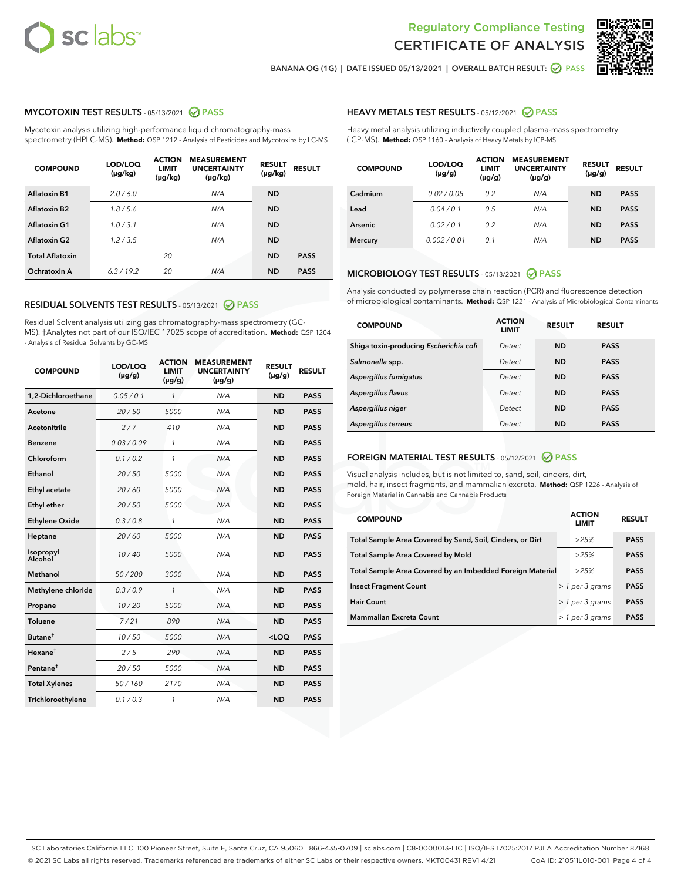Regulatory Compliance Testing
CERTIFICATE OF ANALYSIS

BANANA OG (1G) | DATE ISSUED 05/13/2021 | OVERALL BATCH RESULT: PASS

## MYCOTOXIN TEST RESULTS - 05/13/2021 PASS

Mycotoxin analysis utilizing high-performance liquid chromatography-mass spectrometry (HPLC-MS). **Method:** QSP 1212 - Analysis of Pesticides and Mycotoxins by LC-MS

| COMPOUND | LOD/LOQ (µg/kg) | ACTION LIMIT (µg/kg) | MEASUREMENT UNCERTAINTY (µg/kg) | RESULT (µg/kg) | RESULT |
|---|---|---|---|---|---|
| Aflatoxin B1 | 2.0 / 6.0 | | N/A | ND | |
| Aflatoxin B2 | 1.8 / 5.6 | | N/A | ND | |
| Aflatoxin G1 | 1.0 / 3.1 | | N/A | ND | |
| Aflatoxin G2 | 1.2 / 3.5 | | N/A | ND | |
| Total Aflatoxin | | 20 | | ND | PASS |
| Ochratoxin A | 6.3 / 19.2 | 20 | N/A | ND | PASS |

## RESIDUAL SOLVENTS TEST RESULTS - 05/13/2021 PASS

Residual Solvent analysis utilizing gas chromatography-mass spectrometry (GC-MS). †Analytes not part of our ISO/IEC 17025 scope of accreditation. **Method:** QSP 1204 - Analysis of Residual Solvents by GC-MS

| COMPOUND | LOD/LOQ (µg/g) | ACTION LIMIT (µg/g) | MEASUREMENT UNCERTAINTY (µg/g) | RESULT (µg/g) | RESULT |
|---|---|---|---|---|---|
| 1,2-Dichloroethane | 0.05 / 0.1 | 1 | N/A | ND | PASS |
| Acetone | 20 / 50 | 5000 | N/A | ND | PASS |
| Acetonitrile | 2 / 7 | 410 | N/A | ND | PASS |
| Benzene | 0.03 / 0.09 | 1 | N/A | ND | PASS |
| Chloroform | 0.1 / 0.2 | 1 | N/A | ND | PASS |
| Ethanol | 20 / 50 | 5000 | N/A | ND | PASS |
| Ethyl acetate | 20 / 60 | 5000 | N/A | ND | PASS |
| Ethyl ether | 20 / 50 | 5000 | N/A | ND | PASS |
| Ethylene Oxide | 0.3 / 0.8 | 1 | N/A | ND | PASS |
| Heptane | 20 / 60 | 5000 | N/A | ND | PASS |
| Isopropyl Alcohol | 10 / 40 | 5000 | N/A | ND | PASS |
| Methanol | 50 / 200 | 3000 | N/A | ND | PASS |
| Methylene chloride | 0.3 / 0.9 | 1 | N/A | ND | PASS |
| Propane | 10 / 20 | 5000 | N/A | ND | PASS |
| Toluene | 7 / 21 | 890 | N/A | ND | PASS |
| Butane† | 10 / 50 | 5000 | N/A | <LOQ | PASS |
| Hexane† | 2 / 5 | 290 | N/A | ND | PASS |
| Pentane† | 20 / 50 | 5000 | N/A | ND | PASS |
| Total Xylenes | 50 / 160 | 2170 | N/A | ND | PASS |
| Trichloroethylene | 0.1 / 0.3 | 1 | N/A | ND | PASS |

## HEAVY METALS TEST RESULTS - 05/12/2021 PASS

Heavy metal analysis utilizing inductively coupled plasma-mass spectrometry (ICP-MS). **Method:** QSP 1160 - Analysis of Heavy Metals by ICP-MS

| COMPOUND | LOD/LOQ (µg/g) | ACTION LIMIT (µg/g) | MEASUREMENT UNCERTAINTY (µg/g) | RESULT (µg/g) | RESULT |
|---|---|---|---|---|---|
| Cadmium | 0.02 / 0.05 | 0.2 | N/A | ND | PASS |
| Lead | 0.04 / 0.1 | 0.5 | N/A | ND | PASS |
| Arsenic | 0.02 / 0.1 | 0.2 | N/A | ND | PASS |
| Mercury | 0.002 / 0.01 | 0.1 | N/A | ND | PASS |

## MICROBIOLOGY TEST RESULTS - 05/13/2021 PASS

Analysis conducted by polymerase chain reaction (PCR) and fluorescence detection of microbiological contaminants. **Method:** QSP 1221 - Analysis of Microbiological Contaminants

| COMPOUND | ACTION LIMIT | RESULT | RESULT |
|---|---|---|---|
| Shiga toxin-producing *Escherichia coli* | Detect | ND | PASS |
| *Salmonella* spp. | Detect | ND | PASS |
| *Aspergillus fumigatus* | Detect | ND | PASS |
| *Aspergillus flavus* | Detect | ND | PASS |
| *Aspergillus niger* | Detect | ND | PASS |
| *Aspergillus terreus* | Detect | ND | PASS |

## FOREIGN MATERIAL TEST RESULTS - 05/12/2021 PASS

Visual analysis includes, but is not limited to, sand, soil, cinders, dirt, mold, hair, insect fragments, and mammalian excreta. **Method:** QSP 1226 - Analysis of Foreign Material in Cannabis and Cannabis Products

| COMPOUND | ACTION LIMIT | RESULT |
|---|---|---|
| Total Sample Area Covered by Sand, Soil, Cinders, or Dirt | >25% | PASS |
| Total Sample Area Covered by Mold | >25% | PASS |
| Total Sample Area Covered by an Imbedded Foreign Material | >25% | PASS |
| Insect Fragment Count | > 1 per 3 grams | PASS |
| Hair Count | > 1 per 3 grams | PASS |
| Mammalian Excreta Count | > 1 per 3 grams | PASS |

SC Laboratories California LLC. 100 Pioneer Street, Suite E, Santa Cruz, CA 95060 | 866-435-0709 | sclabs.com | C8-0000013-LIC | ISO/IES 17025:2017 PJLA Accreditation Number 87168
© 2021 SC Labs all rights reserved. Trademarks referenced are trademarks of either SC Labs or their respective owners. MKT00431 REV1 4/21 CoA ID: 210511L010-001